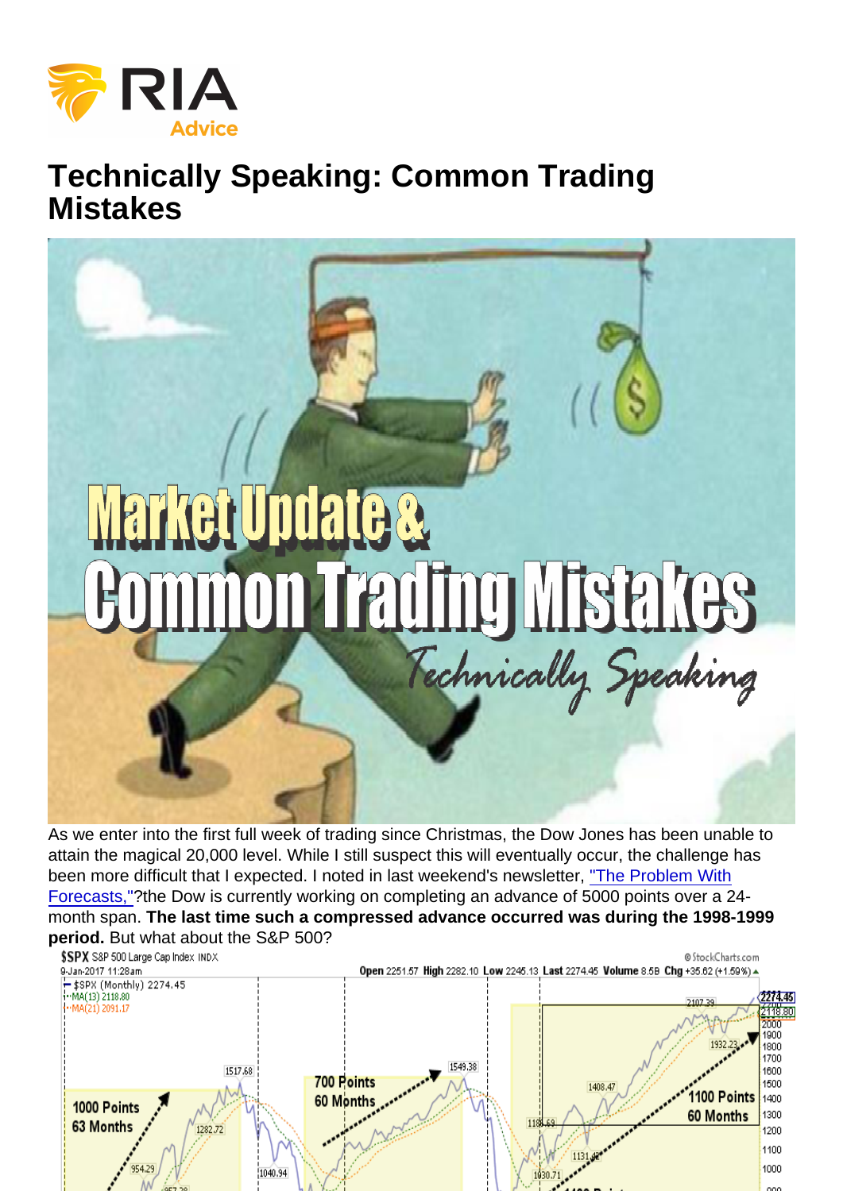# Technically Speaking: Common Trading Mistakes

As we enter into the first full week of trading since Christmas, the Dow Jones has been unable to attain the magical 20,000 level. While I still suspect this will eventually occur, the challenge has been more difficult that I expected. I noted in last weekend's newsletter, ["The Problem With Forecasts,"]?the Dow is currently working on completing an advance of 5000 points over a 24-month span. **The last time such a compressed advance occurred was during the 1998-1999 period.** But what about the S&P 500?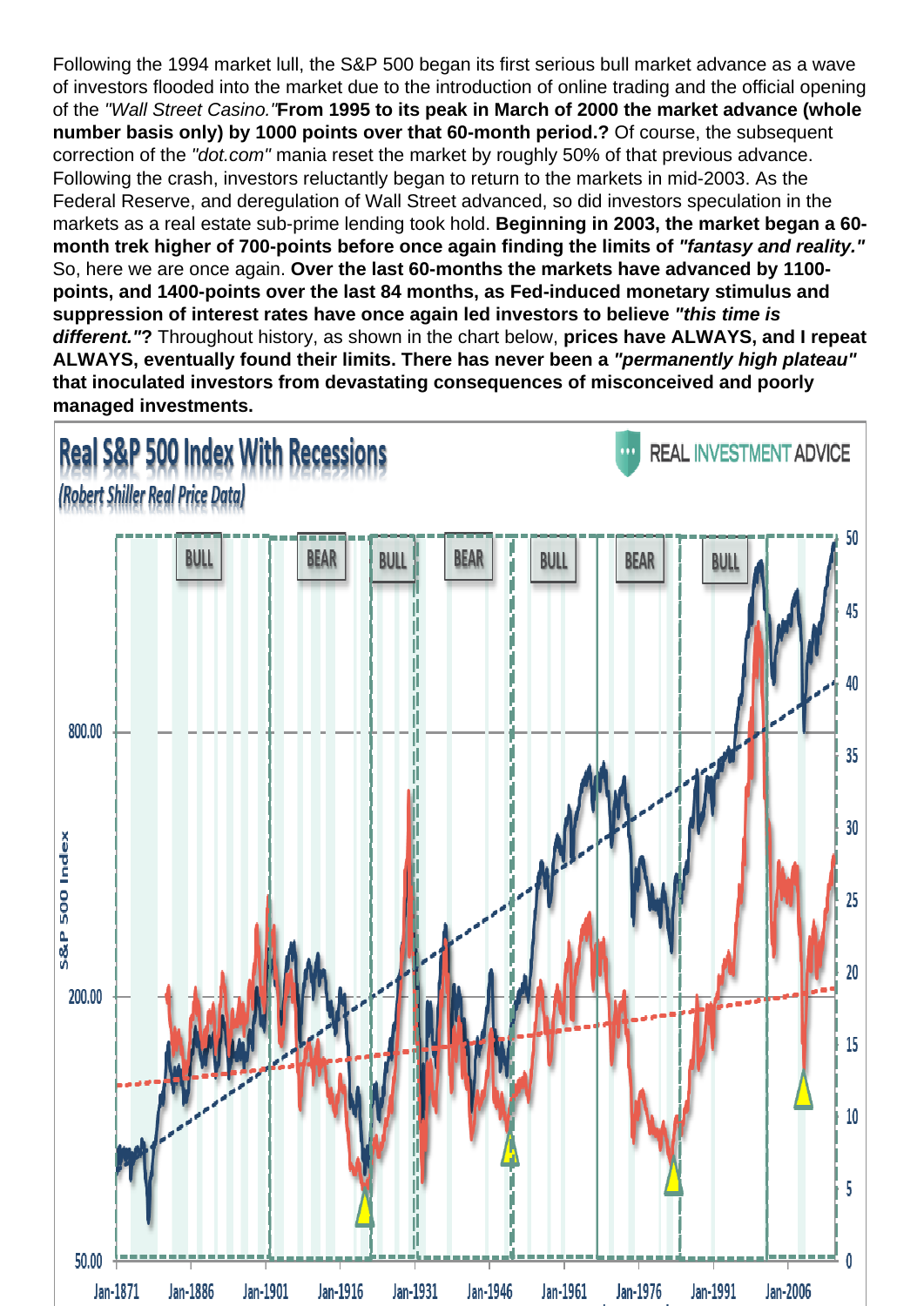Following the 1994 market lull, the S&P 500 began its first serious bull market advance as a wave of investors flooded into the market due to the introduction of online trading and the official opening of the *"Wall Street Casino."* **From 1995 to its peak in March of 2000 the market advance (whole number basis only) by 1000 points over that 60-month period.?** Of course, the subsequent correction of the *"dot.com"* mania reset the market by roughly 50% of that previous advance. Following the crash, investors reluctantly began to return to the markets in mid-2003. As the Federal Reserve, and deregulation of Wall Street advanced, so did investors speculation in the markets as a real estate sub-prime lending took hold. **Beginning in 2003, the market began a 60-month trek higher of 700-points before once again finding the limits of *"fantasy and reality."*** So, here we are once again. **Over the last 60-months the markets have advanced by 1100-points, and 1400-points over the last 84 months, as Fed-induced monetary stimulus and suppression of interest rates have once again led investors to believe *"this time is different."*?** Throughout history, as shown in the chart below, **prices have ALWAYS, and I repeat ALWAYS, eventually found their limits. There has never been a *"permanently high plateau"* that inoculated investors from devastating consequences of misconceived and poorly managed investments.**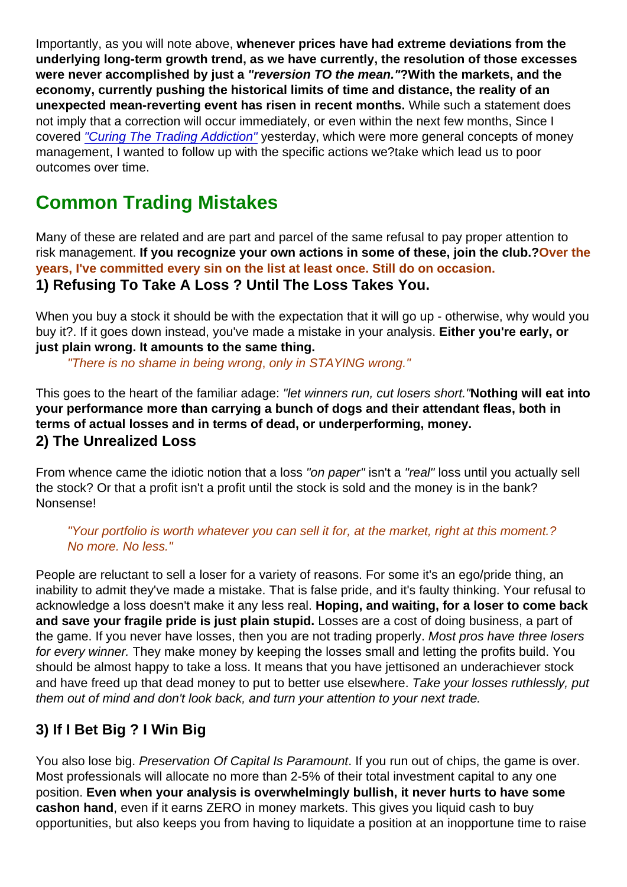Importantly, as you will note above, **whenever prices have had extreme deviations from the underlying long-term growth trend, as we have currently, the resolution of those excesses were never accomplished by just a *"reversion TO the mean."*?With the markets, and the economy, currently pushing the historical limits of time and distance, the reality of an unexpected mean-reverting event has risen in recent months.** While such a statement does not imply that a correction will occur immediately, or even within the next few months, Since I covered *"Curing The Trading Addiction"* yesterday, which were more general concepts of money management, I wanted to follow up with the specific actions we?take which lead us to poor outcomes over time.

## Common Trading Mistakes

Many of these are related and are part and parcel of the same refusal to pay proper attention to risk management. **If you recognize your own actions in some of these, join the club.?Over the years, I've committed every sin on the list at least once. Still do on occasion.**

### 1) Refusing To Take A Loss ? Until The Loss Takes You.

When you buy a stock it should be with the expectation that it will go up - otherwise, why would you buy it?. If it goes down instead, you've made a mistake in your analysis. **Either you're early, or just plain wrong. It amounts to the same thing.**

> *"There is no shame in being wrong, only in STAYING wrong."*

This goes to the heart of the familiar adage: *"let winners run, cut losers short."* **Nothing will eat into your performance more than carrying a bunch of dogs and their attendant fleas, both in terms of actual losses and in terms of dead, or underperforming, money.**

### 2) The Unrealized Loss

From whence came the idiotic notion that a loss *"on paper"* isn't a *"real"* loss until you actually sell the stock? Or that a profit isn't a profit until the stock is sold and the money is in the bank? Nonsense!

> *"Your portfolio is worth whatever you can sell it for, at the market, right at this moment.? No more. No less."*

People are reluctant to sell a loser for a variety of reasons. For some it's an ego/pride thing, an inability to admit they've made a mistake. That is false pride, and it's faulty thinking. Your refusal to acknowledge a loss doesn't make it any less real. **Hoping, and waiting, for a loser to come back and save your fragile pride is just plain stupid.** Losses are a cost of doing business, a part of the game. If you never have losses, then you are not trading properly. *Most pros have three losers for every winner.* They make money by keeping the losses small and letting the profits build. You should be almost happy to take a loss. It means that you have jettisoned an underachiever stock and have freed up that dead money to put to better use elsewhere. *Take your losses ruthlessly, put them out of mind and don't look back, and turn your attention to your next trade.*

### 3) If I Bet Big ? I Win Big

You also lose big. *Preservation Of Capital Is Paramount*. If you run out of chips, the game is over. Most professionals will allocate no more than 2-5% of their total investment capital to any one position. **Even when your analysis is overwhelmingly bullish, it never hurts to have some cashon hand**, even if it earns ZERO in money markets. This gives you liquid cash to buy opportunities, but also keeps you from having to liquidate a position at an inopportune time to raise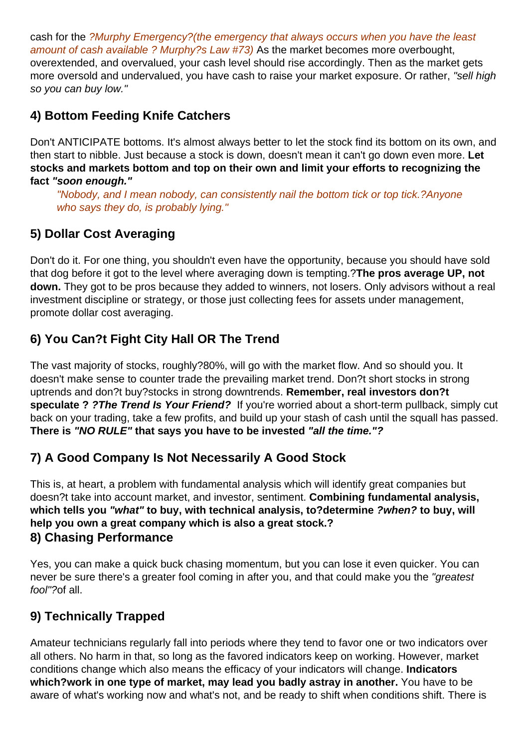cash for the *?Murphy Emergency?(the emergency that always occurs when you have the least amount of cash available ? Murphy?s Law #73)* As the market becomes more overbought, overextended, and overvalued, your cash level should rise accordingly. Then as the market gets more oversold and undervalued, you have cash to raise your market exposure. Or rather, *"sell high so you can buy low."*

## 4) Bottom Feeding Knife Catchers

Don't ANTICIPATE bottoms. It's almost always better to let the stock find its bottom on its own, and then start to nibble. Just because a stock is down, doesn't mean it can't go down even more. **Let stocks and markets bottom and top on their own and limit your efforts to recognizing the fact *"soon enough."***

> *"Nobody, and I mean nobody, can consistently nail the bottom tick or top tick.?Anyone who says they do, is probably lying."*

## 5) Dollar Cost Averaging

Don't do it. For one thing, you shouldn't even have the opportunity, because you should have sold that dog before it got to the level where averaging down is tempting.?**The pros average UP, not down.** They got to be pros because they added to winners, not losers. Only advisors without a real investment discipline or strategy, or those just collecting fees for assets under management, promote dollar cost averaging.

## 6) You Can?t Fight City Hall OR The Trend

The vast majority of stocks, roughly?80%, will go with the market flow. And so should you. It doesn't make sense to counter trade the prevailing market trend. Don?t short stocks in strong uptrends and don?t buy?stocks in strong downtrends. **Remember, real investors don?t speculate ? *?The Trend Is Your Friend?*** If you're worried about a short-term pullback, simply cut back on your trading, take a few profits, and build up your stash of cash until the squall has passed. **There is *"NO RULE"* that says you have to be invested *"all the time."?***

## 7) A Good Company Is Not Necessarily A Good Stock

This is, at heart, a problem with fundamental analysis which will identify great companies but doesn?t take into account market, and investor, sentiment. **Combining fundamental analysis, which tells you *"what"* to buy, with technical analysis, to?determine *?when?* to buy, will help you own a great company which is also a great stock.?**

## 8) Chasing Performance

Yes, you can make a quick buck chasing momentum, but you can lose it even quicker. You can never be sure there's a greater fool coming in after you, and that could make you the *"greatest fool"?*of all.

## 9) Technically Trapped

Amateur technicians regularly fall into periods where they tend to favor one or two indicators over all others. No harm in that, so long as the favored indicators keep on working. However, market conditions change which also means the efficacy of your indicators will change. **Indicators which?work in one type of market, may lead you badly astray in another.** You have to be aware of what's working now and what's not, and be ready to shift when conditions shift. There is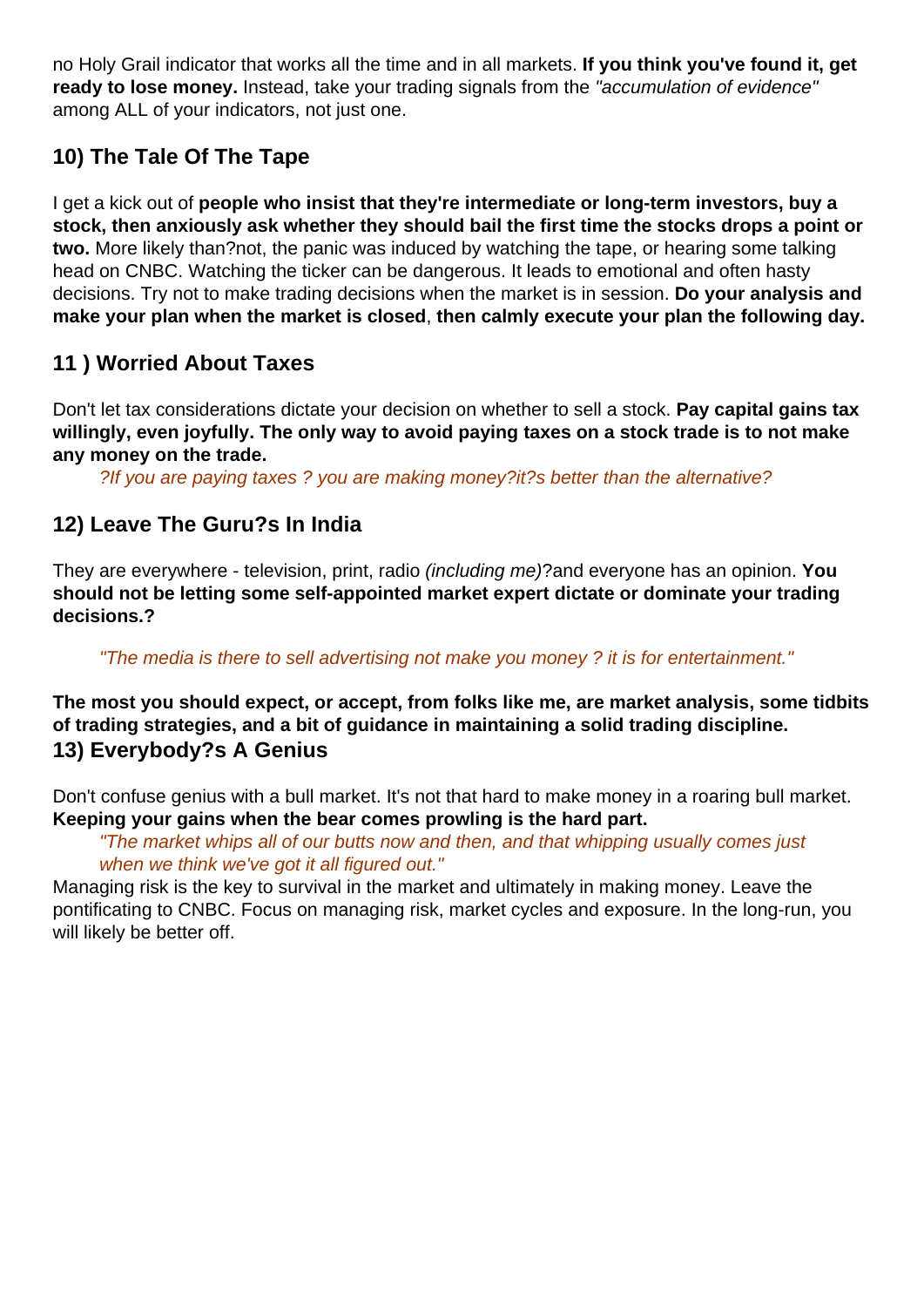no Holy Grail indicator that works all the time and in all markets. **If you think you've found it, get ready to lose money.** Instead, take your trading signals from the *"accumulation of evidence"* among ALL of your indicators, not just one.

## 10) The Tale Of The Tape

I get a kick out of **people who insist that they're intermediate or long-term investors, buy a stock, then anxiously ask whether they should bail the first time the stocks drops a point or two.** More likely than?not, the panic was induced by watching the tape, or hearing some talking head on CNBC. Watching the ticker can be dangerous. It leads to emotional and often hasty decisions. Try not to make trading decisions when the market is in session. **Do your analysis and make your plan when the market is closed**, **then calmly execute your plan the following day.**

## 11 ) Worried About Taxes

Don't let tax considerations dictate your decision on whether to sell a stock. **Pay capital gains tax willingly, even joyfully. The only way to avoid paying taxes on a stock trade is to not make any money on the trade.**

> *?If you are paying taxes ? you are making money?it?s better than the alternative?*

## 12) Leave The Guru?s In India

They are everywhere - television, print, radio *(including me)*?and everyone has an opinion. **You should not be letting some self-appointed market expert dictate or dominate your trading decisions.?**

> *"The media is there to sell advertising not make you money ? it is for entertainment."*

**The most you should expect, or accept, from folks like me, are market analysis, some tidbits of trading strategies, and a bit of guidance in maintaining a solid trading discipline.**

## 13) Everybody?s A Genius

Don't confuse genius with a bull market. It's not that hard to make money in a roaring bull market. **Keeping your gains when the bear comes prowling is the hard part.**

> *"The market whips all of our butts now and then, and that whipping usually comes just when we think we've got it all figured out."*

Managing risk is the key to survival in the market and ultimately in making money. Leave the pontificating to CNBC. Focus on managing risk, market cycles and exposure. In the long-run, you will likely be better off.